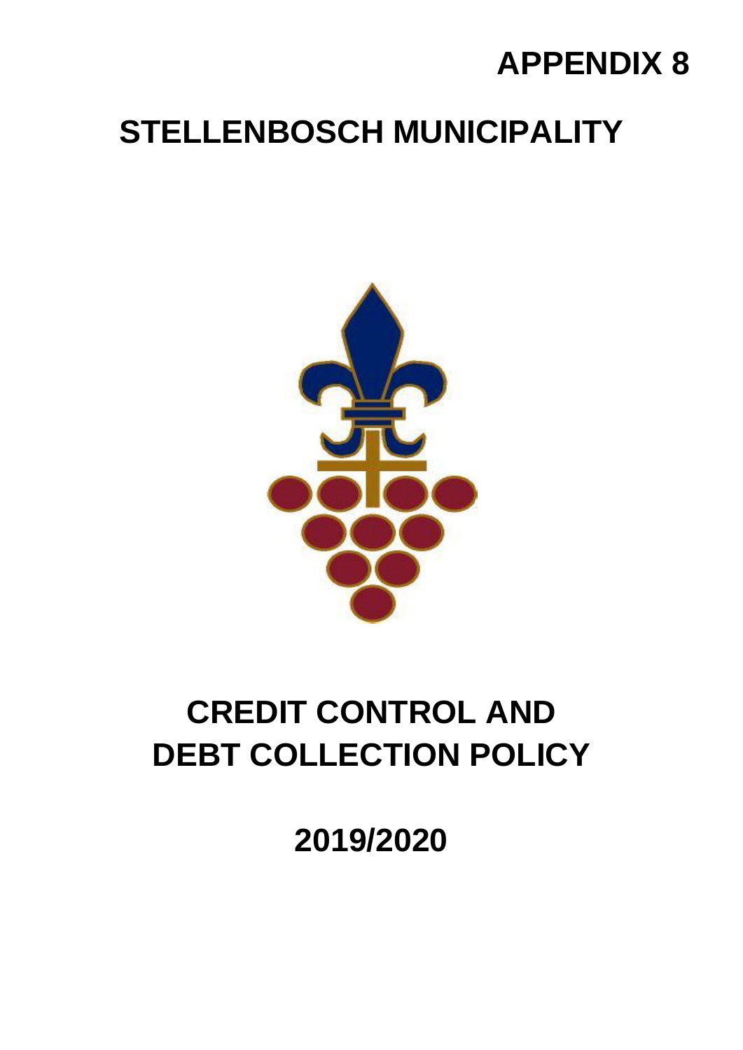**APPENDIX 8**

# STELLENBOSCH MUNICIPALITY

# CREDIT CONTROL AND DEBT COLLECTION POLICY

## 2019/2020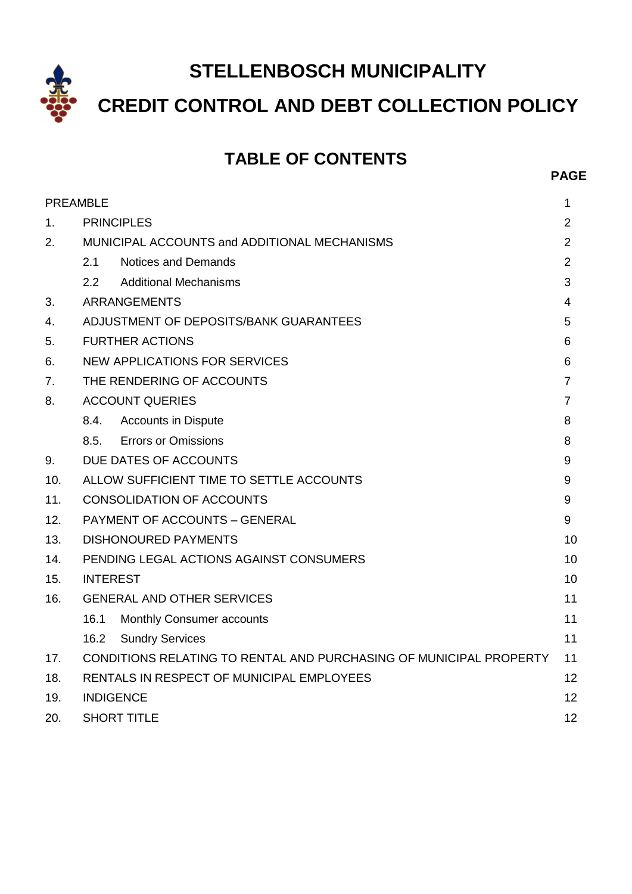# STELLENBOSCH MUNICIPALITY

# CREDIT CONTROL AND DEBT COLLECTION POLICY

## TABLE OF CONTENTS

| | | | **PAGE** |
|---|---|---|---|
| PREAMBLE | | | 1 |
| 1. | PRINCIPLES | | 2 |
| 2. | MUNICIPAL ACCOUNTS and ADDITIONAL MECHANISMS | | 2 |
| | 2.1 | Notices and Demands | 2 |
| | 2.2 | Additional Mechanisms | 3 |
| 3. | ARRANGEMENTS | | 4 |
| 4. | ADJUSTMENT OF DEPOSITS/BANK GUARANTEES | | 5 |
| 5. | FURTHER ACTIONS | | 6 |
| 6. | NEW APPLICATIONS FOR SERVICES | | 6 |
| 7. | THE RENDERING OF ACCOUNTS | | 7 |
| 8. | ACCOUNT QUERIES | | 7 |
| | 8.4. | Accounts in Dispute | 8 |
| | 8.5. | Errors or Omissions | 8 |
| 9. | DUE DATES OF ACCOUNTS | | 9 |
| 10. | ALLOW SUFFICIENT TIME TO SETTLE ACCOUNTS | | 9 |
| 11. | CONSOLIDATION OF ACCOUNTS | | 9 |
| 12. | PAYMENT OF ACCOUNTS – GENERAL | | 9 |
| 13. | DISHONOURED PAYMENTS | | 10 |
| 14. | PENDING LEGAL ACTIONS AGAINST CONSUMERS | | 10 |
| 15. | INTEREST | | 10 |
| 16. | GENERAL AND OTHER SERVICES | | 11 |
| | 16.1 | Monthly Consumer accounts | 11 |
| | 16.2 | Sundry Services | 11 |
| 17. | CONDITIONS RELATING TO RENTAL AND PURCHASING OF MUNICIPAL PROPERTY | | 11 |
| 18. | RENTALS IN RESPECT OF MUNICIPAL EMPLOYEES | | 12 |
| 19. | INDIGENCE | | 12 |
| 20. | SHORT TITLE | | 12 |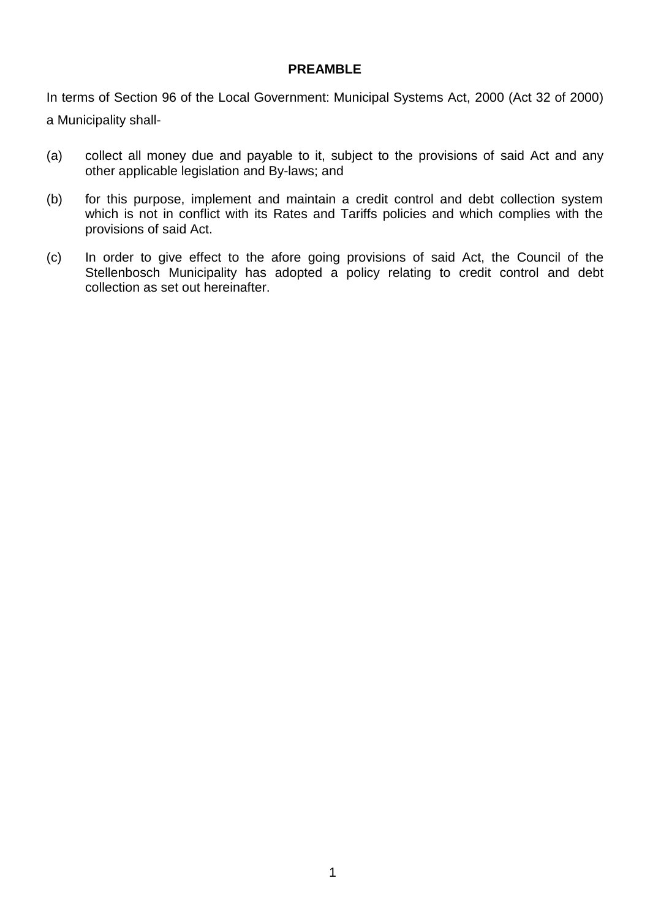## PREAMBLE

In terms of Section 96 of the Local Government: Municipal Systems Act, 2000 (Act 32 of 2000) a Municipality shall-

(a) collect all money due and payable to it, subject to the provisions of said Act and any other applicable legislation and By-laws; and

(b) for this purpose, implement and maintain a credit control and debt collection system which is not in conflict with its Rates and Tariffs policies and which complies with the provisions of said Act.

(c) In order to give effect to the afore going provisions of said Act, the Council of the Stellenbosch Municipality has adopted a policy relating to credit control and debt collection as set out hereinafter.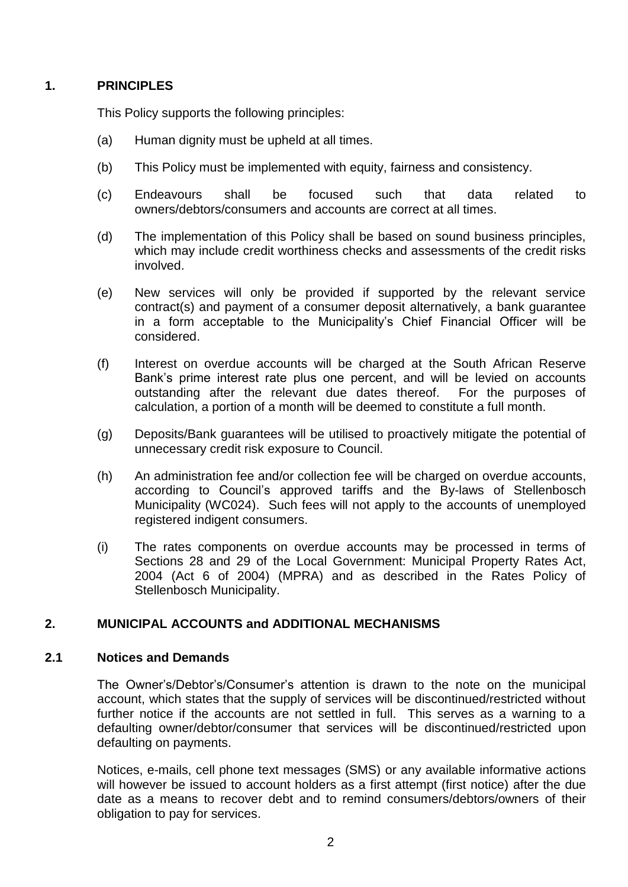## 1. PRINCIPLES

This Policy supports the following principles:

(a) Human dignity must be upheld at all times.

(b) This Policy must be implemented with equity, fairness and consistency.

(c) Endeavours shall be focused such that data related to owners/debtors/consumers and accounts are correct at all times.

(d) The implementation of this Policy shall be based on sound business principles, which may include credit worthiness checks and assessments of the credit risks involved.

(e) New services will only be provided if supported by the relevant service contract(s) and payment of a consumer deposit alternatively, a bank guarantee in a form acceptable to the Municipality's Chief Financial Officer will be considered.

(f) Interest on overdue accounts will be charged at the South African Reserve Bank's prime interest rate plus one percent, and will be levied on accounts outstanding after the relevant due dates thereof. For the purposes of calculation, a portion of a month will be deemed to constitute a full month.

(g) Deposits/Bank guarantees will be utilised to proactively mitigate the potential of unnecessary credit risk exposure to Council.

(h) An administration fee and/or collection fee will be charged on overdue accounts, according to Council's approved tariffs and the By-laws of Stellenbosch Municipality (WC024). Such fees will not apply to the accounts of unemployed registered indigent consumers.

(i) The rates components on overdue accounts may be processed in terms of Sections 28 and 29 of the Local Government: Municipal Property Rates Act, 2004 (Act 6 of 2004) (MPRA) and as described in the Rates Policy of Stellenbosch Municipality.

## 2. MUNICIPAL ACCOUNTS and ADDITIONAL MECHANISMS

### 2.1 Notices and Demands

The Owner's/Debtor's/Consumer's attention is drawn to the note on the municipal account, which states that the supply of services will be discontinued/restricted without further notice if the accounts are not settled in full. This serves as a warning to a defaulting owner/debtor/consumer that services will be discontinued/restricted upon defaulting on payments.

Notices, e-mails, cell phone text messages (SMS) or any available informative actions will however be issued to account holders as a first attempt (first notice) after the due date as a means to recover debt and to remind consumers/debtors/owners of their obligation to pay for services.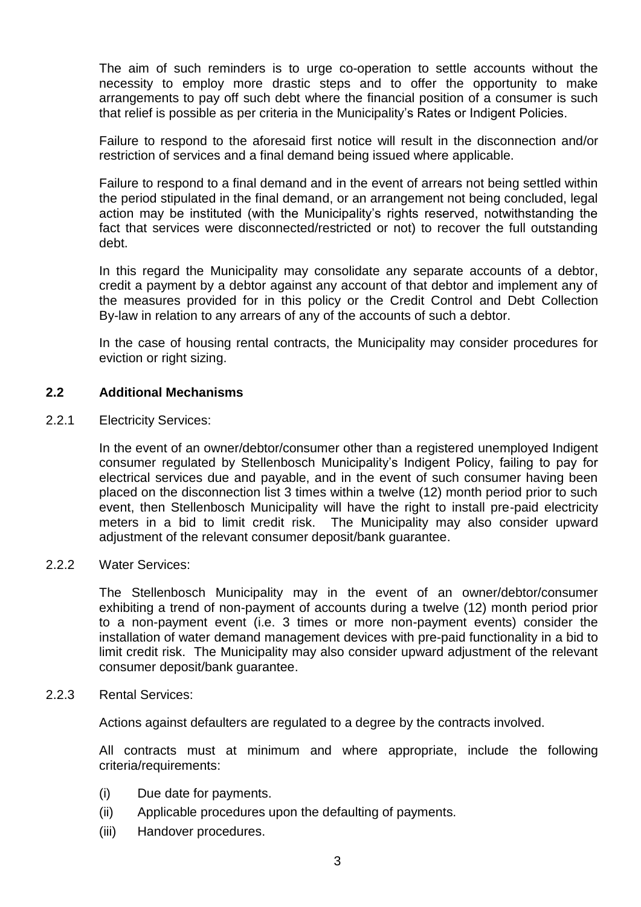The aim of such reminders is to urge co-operation to settle accounts without the necessity to employ more drastic steps and to offer the opportunity to make arrangements to pay off such debt where the financial position of a consumer is such that relief is possible as per criteria in the Municipality's Rates or Indigent Policies.

Failure to respond to the aforesaid first notice will result in the disconnection and/or restriction of services and a final demand being issued where applicable.

Failure to respond to a final demand and in the event of arrears not being settled within the period stipulated in the final demand, or an arrangement not being concluded, legal action may be instituted (with the Municipality's rights reserved, notwithstanding the fact that services were disconnected/restricted or not) to recover the full outstanding debt.

In this regard the Municipality may consolidate any separate accounts of a debtor, credit a payment by a debtor against any account of that debtor and implement any of the measures provided for in this policy or the Credit Control and Debt Collection By-law in relation to any arrears of any of the accounts of such a debtor.

In the case of housing rental contracts, the Municipality may consider procedures for eviction or right sizing.

### 2.2 Additional Mechanisms

2.2.1 Electricity Services:

In the event of an owner/debtor/consumer other than a registered unemployed Indigent consumer regulated by Stellenbosch Municipality's Indigent Policy, failing to pay for electrical services due and payable, and in the event of such consumer having been placed on the disconnection list 3 times within a twelve (12) month period prior to such event, then Stellenbosch Municipality will have the right to install pre-paid electricity meters in a bid to limit credit risk. The Municipality may also consider upward adjustment of the relevant consumer deposit/bank guarantee.

2.2.2 Water Services:

The Stellenbosch Municipality may in the event of an owner/debtor/consumer exhibiting a trend of non-payment of accounts during a twelve (12) month period prior to a non-payment event (i.e. 3 times or more non-payment events) consider the installation of water demand management devices with pre-paid functionality in a bid to limit credit risk. The Municipality may also consider upward adjustment of the relevant consumer deposit/bank guarantee.

2.2.3 Rental Services:

Actions against defaulters are regulated to a degree by the contracts involved.

All contracts must at minimum and where appropriate, include the following criteria/requirements:

(i) Due date for payments.
(ii) Applicable procedures upon the defaulting of payments.
(iii) Handover procedures.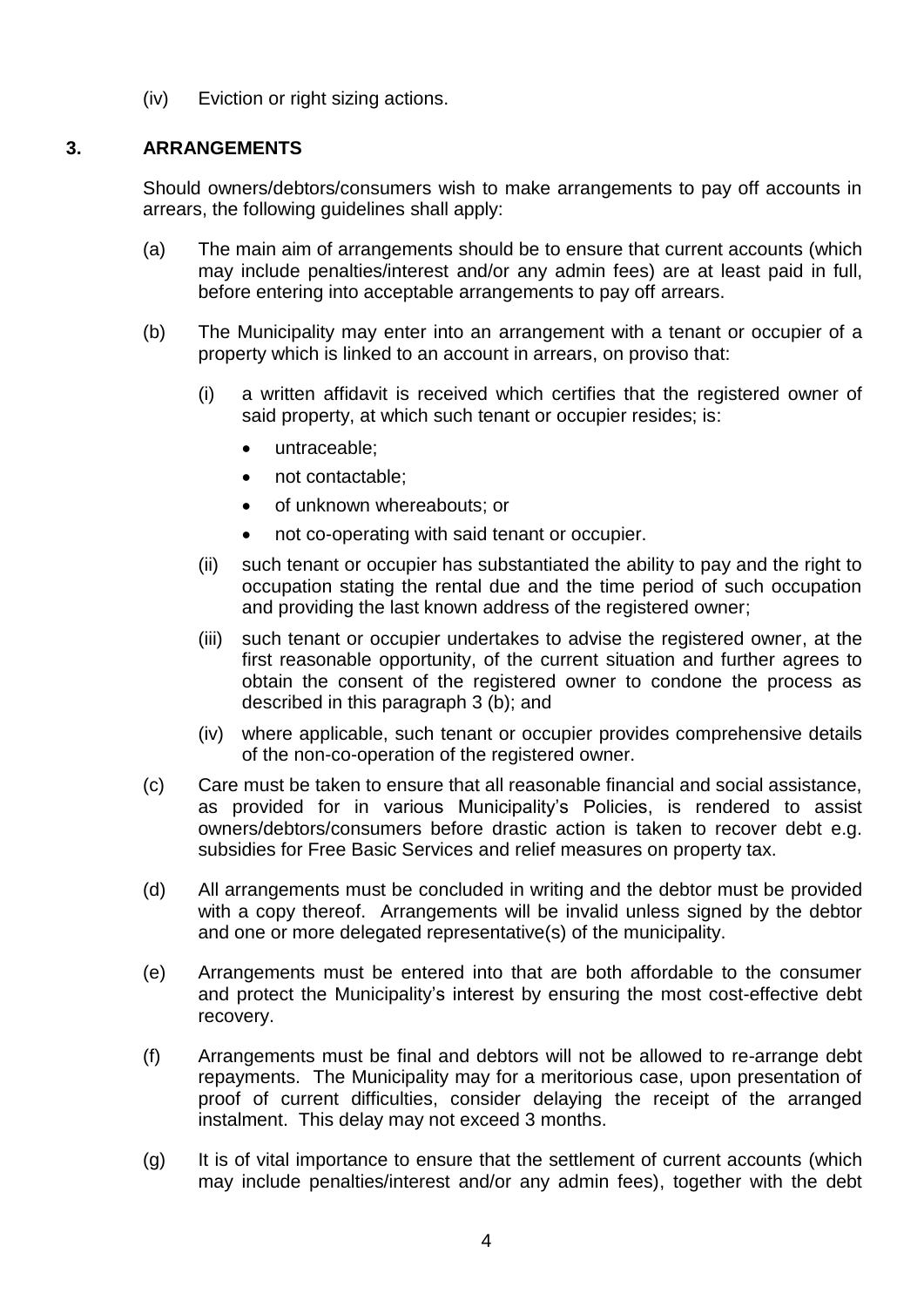(iv) Eviction or right sizing actions.

## 3. ARRANGEMENTS

Should owners/debtors/consumers wish to make arrangements to pay off accounts in arrears, the following guidelines shall apply:

(a) The main aim of arrangements should be to ensure that current accounts (which may include penalties/interest and/or any admin fees) are at least paid in full, before entering into acceptable arrangements to pay off arrears.

(b) The Municipality may enter into an arrangement with a tenant or occupier of a property which is linked to an account in arrears, on proviso that:

(i) a written affidavit is received which certifies that the registered owner of said property, at which such tenant or occupier resides; is:

- untraceable;
- not contactable;
- of unknown whereabouts; or
- not co-operating with said tenant or occupier.

(ii) such tenant or occupier has substantiated the ability to pay and the right to occupation stating the rental due and the time period of such occupation and providing the last known address of the registered owner;

(iii) such tenant or occupier undertakes to advise the registered owner, at the first reasonable opportunity, of the current situation and further agrees to obtain the consent of the registered owner to condone the process as described in this paragraph 3 (b); and

(iv) where applicable, such tenant or occupier provides comprehensive details of the non-co-operation of the registered owner.

(c) Care must be taken to ensure that all reasonable financial and social assistance, as provided for in various Municipality's Policies, is rendered to assist owners/debtors/consumers before drastic action is taken to recover debt e.g. subsidies for Free Basic Services and relief measures on property tax.

(d) All arrangements must be concluded in writing and the debtor must be provided with a copy thereof. Arrangements will be invalid unless signed by the debtor and one or more delegated representative(s) of the municipality.

(e) Arrangements must be entered into that are both affordable to the consumer and protect the Municipality's interest by ensuring the most cost-effective debt recovery.

(f) Arrangements must be final and debtors will not be allowed to re-arrange debt repayments. The Municipality may for a meritorious case, upon presentation of proof of current difficulties, consider delaying the receipt of the arranged instalment. This delay may not exceed 3 months.

(g) It is of vital importance to ensure that the settlement of current accounts (which may include penalties/interest and/or any admin fees), together with the debt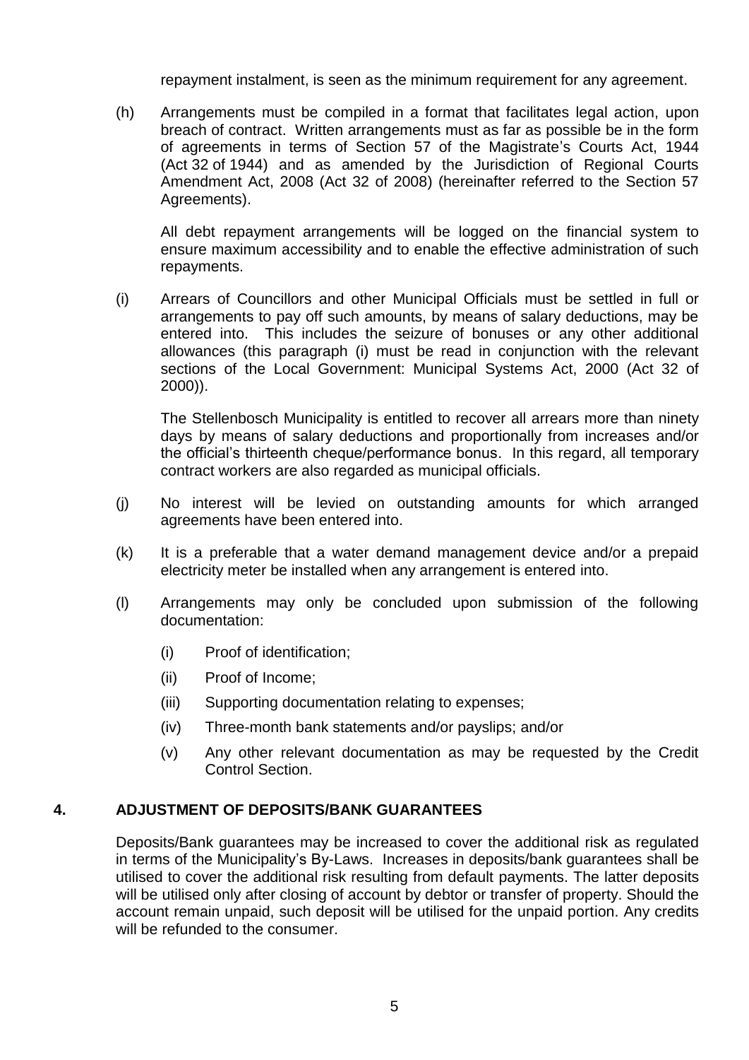repayment instalment, is seen as the minimum requirement for any agreement.

(h) Arrangements must be compiled in a format that facilitates legal action, upon breach of contract. Written arrangements must as far as possible be in the form of agreements in terms of Section 57 of the Magistrate's Courts Act, 1944 (Act 32 of 1944) and as amended by the Jurisdiction of Regional Courts Amendment Act, 2008 (Act 32 of 2008) (hereinafter referred to the Section 57 Agreements).

All debt repayment arrangements will be logged on the financial system to ensure maximum accessibility and to enable the effective administration of such repayments.

(i) Arrears of Councillors and other Municipal Officials must be settled in full or arrangements to pay off such amounts, by means of salary deductions, may be entered into. This includes the seizure of bonuses or any other additional allowances (this paragraph (i) must be read in conjunction with the relevant sections of the Local Government: Municipal Systems Act, 2000 (Act 32 of 2000)).

The Stellenbosch Municipality is entitled to recover all arrears more than ninety days by means of salary deductions and proportionally from increases and/or the official's thirteenth cheque/performance bonus. In this regard, all temporary contract workers are also regarded as municipal officials.

(j) No interest will be levied on outstanding amounts for which arranged agreements have been entered into.

(k) It is a preferable that a water demand management device and/or a prepaid electricity meter be installed when any arrangement is entered into.

(l) Arrangements may only be concluded upon submission of the following documentation:

   (i) Proof of identification;

   (ii) Proof of Income;

   (iii) Supporting documentation relating to expenses;

   (iv) Three-month bank statements and/or payslips; and/or

   (v) Any other relevant documentation as may be requested by the Credit Control Section.

## 4. ADJUSTMENT OF DEPOSITS/BANK GUARANTEES

Deposits/Bank guarantees may be increased to cover the additional risk as regulated in terms of the Municipality's By-Laws. Increases in deposits/bank guarantees shall be utilised to cover the additional risk resulting from default payments. The latter deposits will be utilised only after closing of account by debtor or transfer of property. Should the account remain unpaid, such deposit will be utilised for the unpaid portion. Any credits will be refunded to the consumer.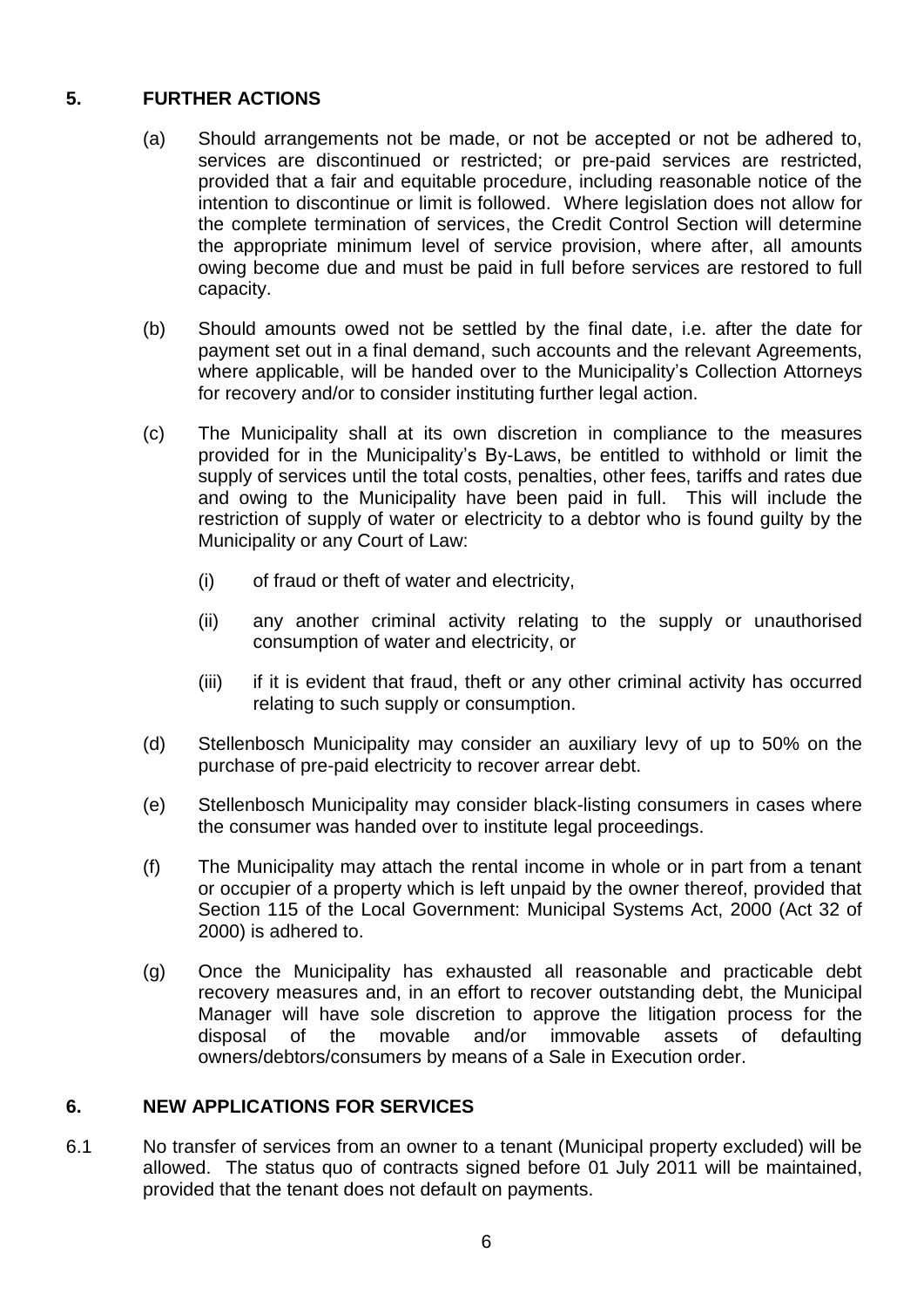## 5. FURTHER ACTIONS

(a) Should arrangements not be made, or not be accepted or not be adhered to, services are discontinued or restricted; or pre-paid services are restricted, provided that a fair and equitable procedure, including reasonable notice of the intention to discontinue or limit is followed. Where legislation does not allow for the complete termination of services, the Credit Control Section will determine the appropriate minimum level of service provision, where after, all amounts owing become due and must be paid in full before services are restored to full capacity.

(b) Should amounts owed not be settled by the final date, i.e. after the date for payment set out in a final demand, such accounts and the relevant Agreements, where applicable, will be handed over to the Municipality's Collection Attorneys for recovery and/or to consider instituting further legal action.

(c) The Municipality shall at its own discretion in compliance to the measures provided for in the Municipality's By-Laws, be entitled to withhold or limit the supply of services until the total costs, penalties, other fees, tariffs and rates due and owing to the Municipality have been paid in full. This will include the restriction of supply of water or electricity to a debtor who is found guilty by the Municipality or any Court of Law:

   (i) of fraud or theft of water and electricity,

   (ii) any another criminal activity relating to the supply or unauthorised consumption of water and electricity, or

   (iii) if it is evident that fraud, theft or any other criminal activity has occurred relating to such supply or consumption.

(d) Stellenbosch Municipality may consider an auxiliary levy of up to 50% on the purchase of pre-paid electricity to recover arrear debt.

(e) Stellenbosch Municipality may consider black-listing consumers in cases where the consumer was handed over to institute legal proceedings.

(f) The Municipality may attach the rental income in whole or in part from a tenant or occupier of a property which is left unpaid by the owner thereof, provided that Section 115 of the Local Government: Municipal Systems Act, 2000 (Act 32 of 2000) is adhered to.

(g) Once the Municipality has exhausted all reasonable and practicable debt recovery measures and, in an effort to recover outstanding debt, the Municipal Manager will have sole discretion to approve the litigation process for the disposal of the movable and/or immovable assets of defaulting owners/debtors/consumers by means of a Sale in Execution order.

## 6. NEW APPLICATIONS FOR SERVICES

6.1 No transfer of services from an owner to a tenant (Municipal property excluded) will be allowed. The status quo of contracts signed before 01 July 2011 will be maintained, provided that the tenant does not default on payments.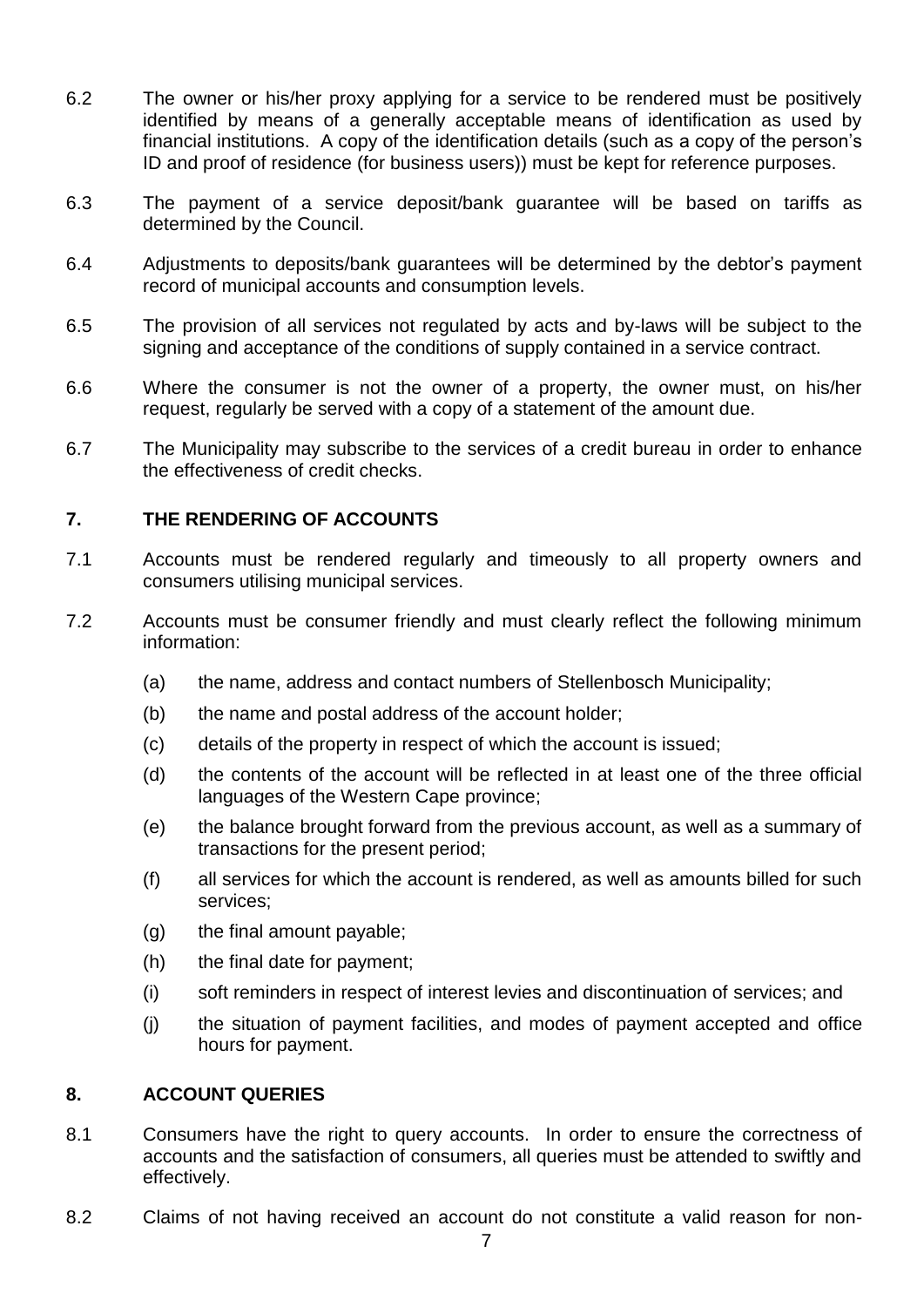6.2 The owner or his/her proxy applying for a service to be rendered must be positively identified by means of a generally acceptable means of identification as used by financial institutions. A copy of the identification details (such as a copy of the person's ID and proof of residence (for business users)) must be kept for reference purposes.

6.3 The payment of a service deposit/bank guarantee will be based on tariffs as determined by the Council.

6.4 Adjustments to deposits/bank guarantees will be determined by the debtor's payment record of municipal accounts and consumption levels.

6.5 The provision of all services not regulated by acts and by-laws will be subject to the signing and acceptance of the conditions of supply contained in a service contract.

6.6 Where the consumer is not the owner of a property, the owner must, on his/her request, regularly be served with a copy of a statement of the amount due.

6.7 The Municipality may subscribe to the services of a credit bureau in order to enhance the effectiveness of credit checks.

## 7. THE RENDERING OF ACCOUNTS

7.1 Accounts must be rendered regularly and timeously to all property owners and consumers utilising municipal services.

7.2 Accounts must be consumer friendly and must clearly reflect the following minimum information:

- (a) the name, address and contact numbers of Stellenbosch Municipality;
- (b) the name and postal address of the account holder;
- (c) details of the property in respect of which the account is issued;
- (d) the contents of the account will be reflected in at least one of the three official languages of the Western Cape province;
- (e) the balance brought forward from the previous account, as well as a summary of transactions for the present period;
- (f) all services for which the account is rendered, as well as amounts billed for such services;
- (g) the final amount payable;
- (h) the final date for payment;
- (i) soft reminders in respect of interest levies and discontinuation of services; and
- (j) the situation of payment facilities, and modes of payment accepted and office hours for payment.

## 8. ACCOUNT QUERIES

8.1 Consumers have the right to query accounts. In order to ensure the correctness of accounts and the satisfaction of consumers, all queries must be attended to swiftly and effectively.

8.2 Claims of not having received an account do not constitute a valid reason for non-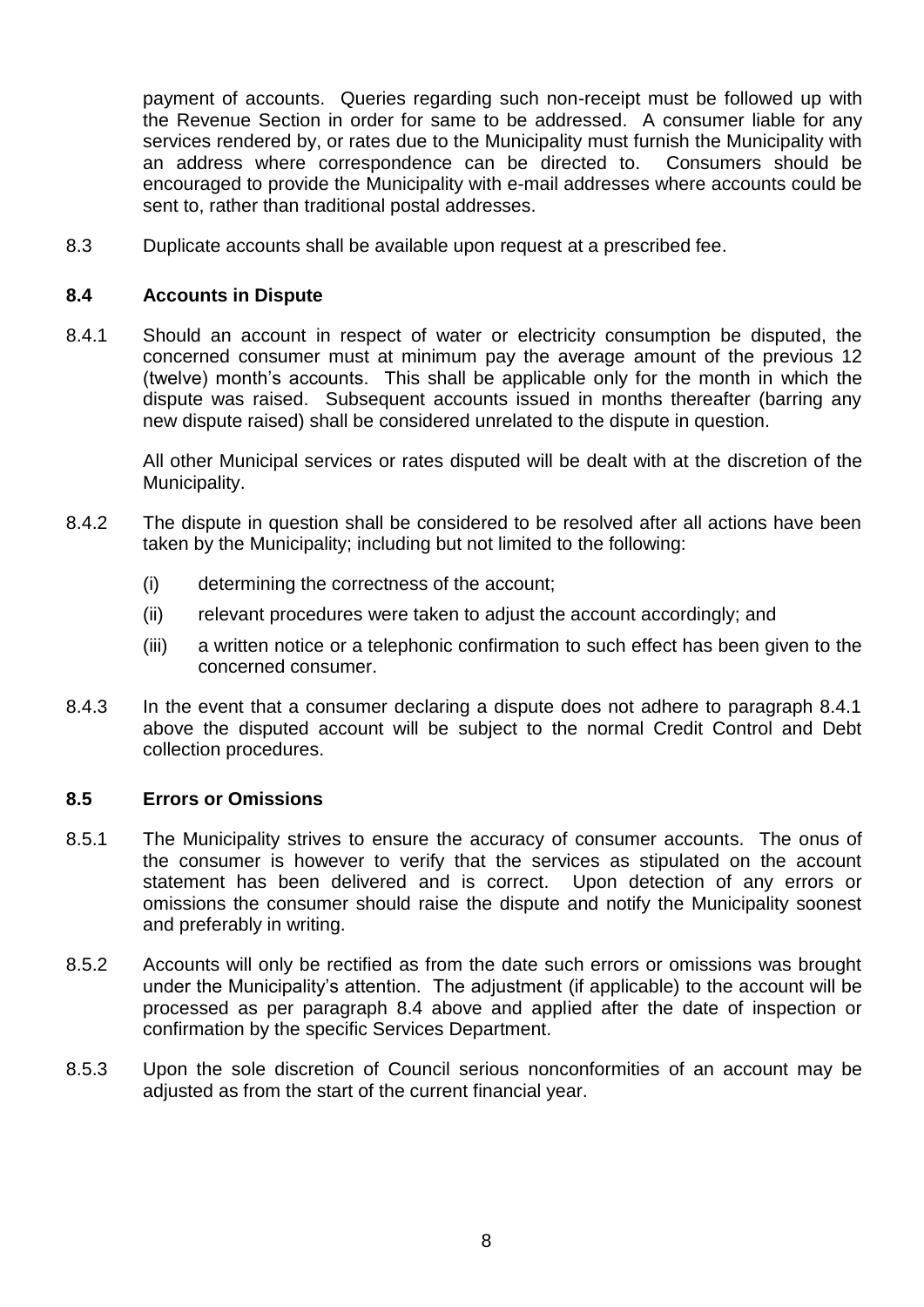payment of accounts. Queries regarding such non-receipt must be followed up with the Revenue Section in order for same to be addressed. A consumer liable for any services rendered by, or rates due to the Municipality must furnish the Municipality with an address where correspondence can be directed to. Consumers should be encouraged to provide the Municipality with e-mail addresses where accounts could be sent to, rather than traditional postal addresses.

8.3 Duplicate accounts shall be available upon request at a prescribed fee.

### 8.4 Accounts in Dispute

8.4.1 Should an account in respect of water or electricity consumption be disputed, the concerned consumer must at minimum pay the average amount of the previous 12 (twelve) month's accounts. This shall be applicable only for the month in which the dispute was raised. Subsequent accounts issued in months thereafter (barring any new dispute raised) shall be considered unrelated to the dispute in question.

All other Municipal services or rates disputed will be dealt with at the discretion of the Municipality.

8.4.2 The dispute in question shall be considered to be resolved after all actions have been taken by the Municipality; including but not limited to the following:

(i) determining the correctness of the account;

(ii) relevant procedures were taken to adjust the account accordingly; and

(iii) a written notice or a telephonic confirmation to such effect has been given to the concerned consumer.

8.4.3 In the event that a consumer declaring a dispute does not adhere to paragraph 8.4.1 above the disputed account will be subject to the normal Credit Control and Debt collection procedures.

### 8.5 Errors or Omissions

8.5.1 The Municipality strives to ensure the accuracy of consumer accounts. The onus of the consumer is however to verify that the services as stipulated on the account statement has been delivered and is correct. Upon detection of any errors or omissions the consumer should raise the dispute and notify the Municipality soonest and preferably in writing.

8.5.2 Accounts will only be rectified as from the date such errors or omissions was brought under the Municipality's attention. The adjustment (if applicable) to the account will be processed as per paragraph 8.4 above and applied after the date of inspection or confirmation by the specific Services Department.

8.5.3 Upon the sole discretion of Council serious nonconformities of an account may be adjusted as from the start of the current financial year.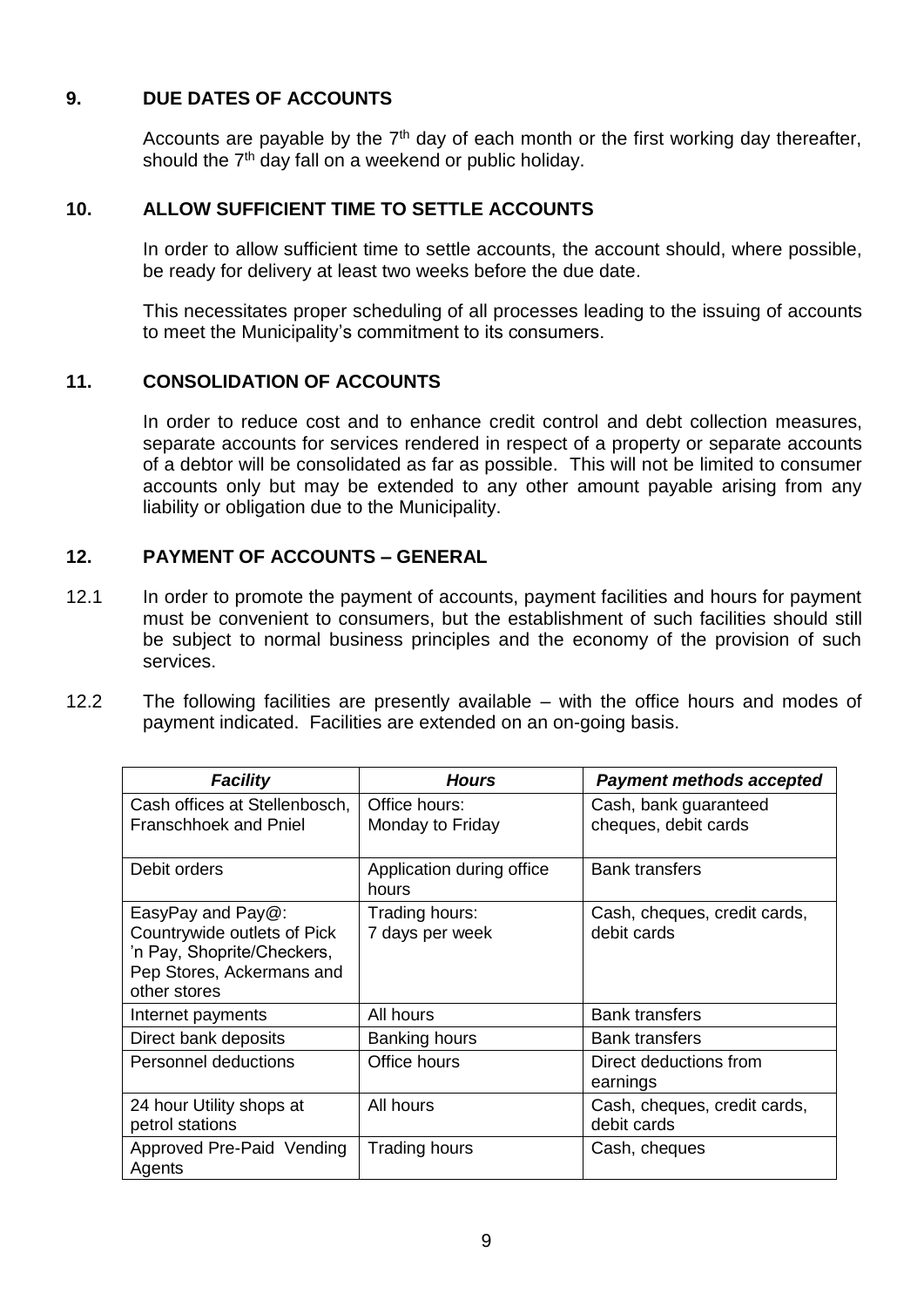## 9. DUE DATES OF ACCOUNTS

Accounts are payable by the 7th day of each month or the first working day thereafter, should the 7th day fall on a weekend or public holiday.

## 10. ALLOW SUFFICIENT TIME TO SETTLE ACCOUNTS

In order to allow sufficient time to settle accounts, the account should, where possible, be ready for delivery at least two weeks before the due date.

This necessitates proper scheduling of all processes leading to the issuing of accounts to meet the Municipality's commitment to its consumers.

## 11. CONSOLIDATION OF ACCOUNTS

In order to reduce cost and to enhance credit control and debt collection measures, separate accounts for services rendered in respect of a property or separate accounts of a debtor will be consolidated as far as possible. This will not be limited to consumer accounts only but may be extended to any other amount payable arising from any liability or obligation due to the Municipality.

## 12. PAYMENT OF ACCOUNTS – GENERAL

12.1 In order to promote the payment of accounts, payment facilities and hours for payment must be convenient to consumers, but the establishment of such facilities should still be subject to normal business principles and the economy of the provision of such services.

12.2 The following facilities are presently available – with the office hours and modes of payment indicated. Facilities are extended on an on-going basis.

| *Facility* | *Hours* | *Payment methods accepted* |
|---|---|---|
| Cash offices at Stellenbosch, Franschhoek and Pniel | Office hours: Monday to Friday | Cash, bank guaranteed cheques, debit cards |
| Debit orders | Application during office hours | Bank transfers |
| EasyPay and Pay@: Countrywide outlets of Pick 'n Pay, Shoprite/Checkers, Pep Stores, Ackermans and other stores | Trading hours: 7 days per week | Cash, cheques, credit cards, debit cards |
| Internet payments | All hours | Bank transfers |
| Direct bank deposits | Banking hours | Bank transfers |
| Personnel deductions | Office hours | Direct deductions from earnings |
| 24 hour Utility shops at petrol stations | All hours | Cash, cheques, credit cards, debit cards |
| Approved Pre-Paid Vending Agents | Trading hours | Cash, cheques |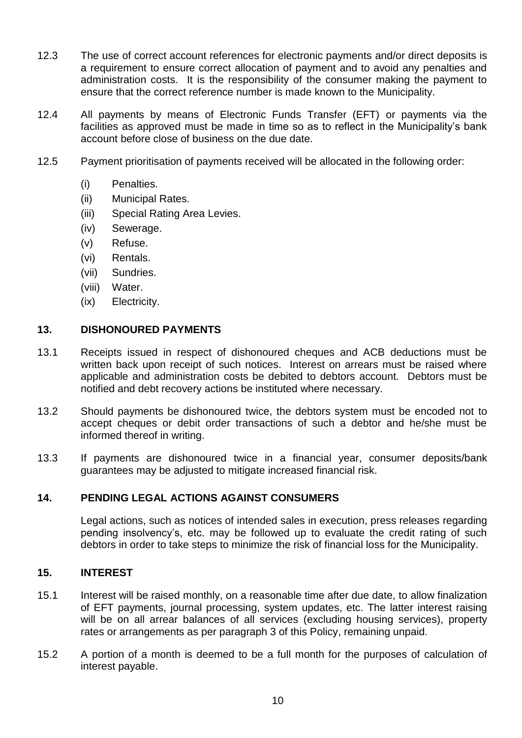12.3 The use of correct account references for electronic payments and/or direct deposits is a requirement to ensure correct allocation of payment and to avoid any penalties and administration costs. It is the responsibility of the consumer making the payment to ensure that the correct reference number is made known to the Municipality.

12.4 All payments by means of Electronic Funds Transfer (EFT) or payments via the facilities as approved must be made in time so as to reflect in the Municipality's bank account before close of business on the due date.

12.5 Payment prioritisation of payments received will be allocated in the following order:

- (i) Penalties.
- (ii) Municipal Rates.
- (iii) Special Rating Area Levies.
- (iv) Sewerage.
- (v) Refuse.
- (vi) Rentals.
- (vii) Sundries.
- (viii) Water.
- (ix) Electricity.

## 13. DISHONOURED PAYMENTS

13.1 Receipts issued in respect of dishonoured cheques and ACB deductions must be written back upon receipt of such notices. Interest on arrears must be raised where applicable and administration costs be debited to debtors account. Debtors must be notified and debt recovery actions be instituted where necessary.

13.2 Should payments be dishonoured twice, the debtors system must be encoded not to accept cheques or debit order transactions of such a debtor and he/she must be informed thereof in writing.

13.3 If payments are dishonoured twice in a financial year, consumer deposits/bank guarantees may be adjusted to mitigate increased financial risk.

## 14. PENDING LEGAL ACTIONS AGAINST CONSUMERS

Legal actions, such as notices of intended sales in execution, press releases regarding pending insolvency's, etc. may be followed up to evaluate the credit rating of such debtors in order to take steps to minimize the risk of financial loss for the Municipality.

## 15. INTEREST

15.1 Interest will be raised monthly, on a reasonable time after due date, to allow finalization of EFT payments, journal processing, system updates, etc. The latter interest raising will be on all arrear balances of all services (excluding housing services), property rates or arrangements as per paragraph 3 of this Policy, remaining unpaid.

15.2 A portion of a month is deemed to be a full month for the purposes of calculation of interest payable.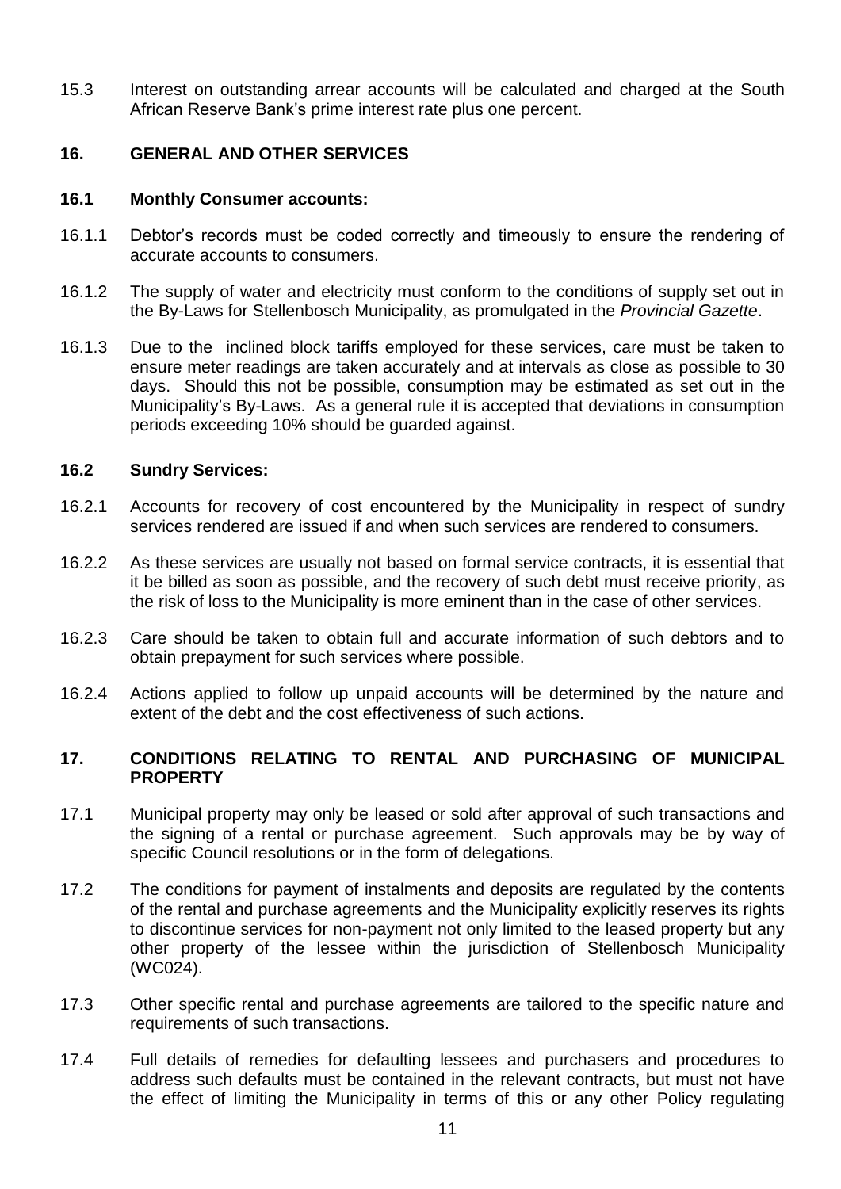15.3 Interest on outstanding arrear accounts will be calculated and charged at the South African Reserve Bank's prime interest rate plus one percent.

## 16. GENERAL AND OTHER SERVICES

### 16.1 Monthly Consumer accounts:

16.1.1 Debtor's records must be coded correctly and timeously to ensure the rendering of accurate accounts to consumers.

16.1.2 The supply of water and electricity must conform to the conditions of supply set out in the By-Laws for Stellenbosch Municipality, as promulgated in the *Provincial Gazette*.

16.1.3 Due to the inclined block tariffs employed for these services, care must be taken to ensure meter readings are taken accurately and at intervals as close as possible to 30 days. Should this not be possible, consumption may be estimated as set out in the Municipality's By-Laws. As a general rule it is accepted that deviations in consumption periods exceeding 10% should be guarded against.

### 16.2 Sundry Services:

16.2.1 Accounts for recovery of cost encountered by the Municipality in respect of sundry services rendered are issued if and when such services are rendered to consumers.

16.2.2 As these services are usually not based on formal service contracts, it is essential that it be billed as soon as possible, and the recovery of such debt must receive priority, as the risk of loss to the Municipality is more eminent than in the case of other services.

16.2.3 Care should be taken to obtain full and accurate information of such debtors and to obtain prepayment for such services where possible.

16.2.4 Actions applied to follow up unpaid accounts will be determined by the nature and extent of the debt and the cost effectiveness of such actions.

## 17. CONDITIONS RELATING TO RENTAL AND PURCHASING OF MUNICIPAL PROPERTY

17.1 Municipal property may only be leased or sold after approval of such transactions and the signing of a rental or purchase agreement. Such approvals may be by way of specific Council resolutions or in the form of delegations.

17.2 The conditions for payment of instalments and deposits are regulated by the contents of the rental and purchase agreements and the Municipality explicitly reserves its rights to discontinue services for non-payment not only limited to the leased property but any other property of the lessee within the jurisdiction of Stellenbosch Municipality (WC024).

17.3 Other specific rental and purchase agreements are tailored to the specific nature and requirements of such transactions.

17.4 Full details of remedies for defaulting lessees and purchasers and procedures to address such defaults must be contained in the relevant contracts, but must not have the effect of limiting the Municipality in terms of this or any other Policy regulating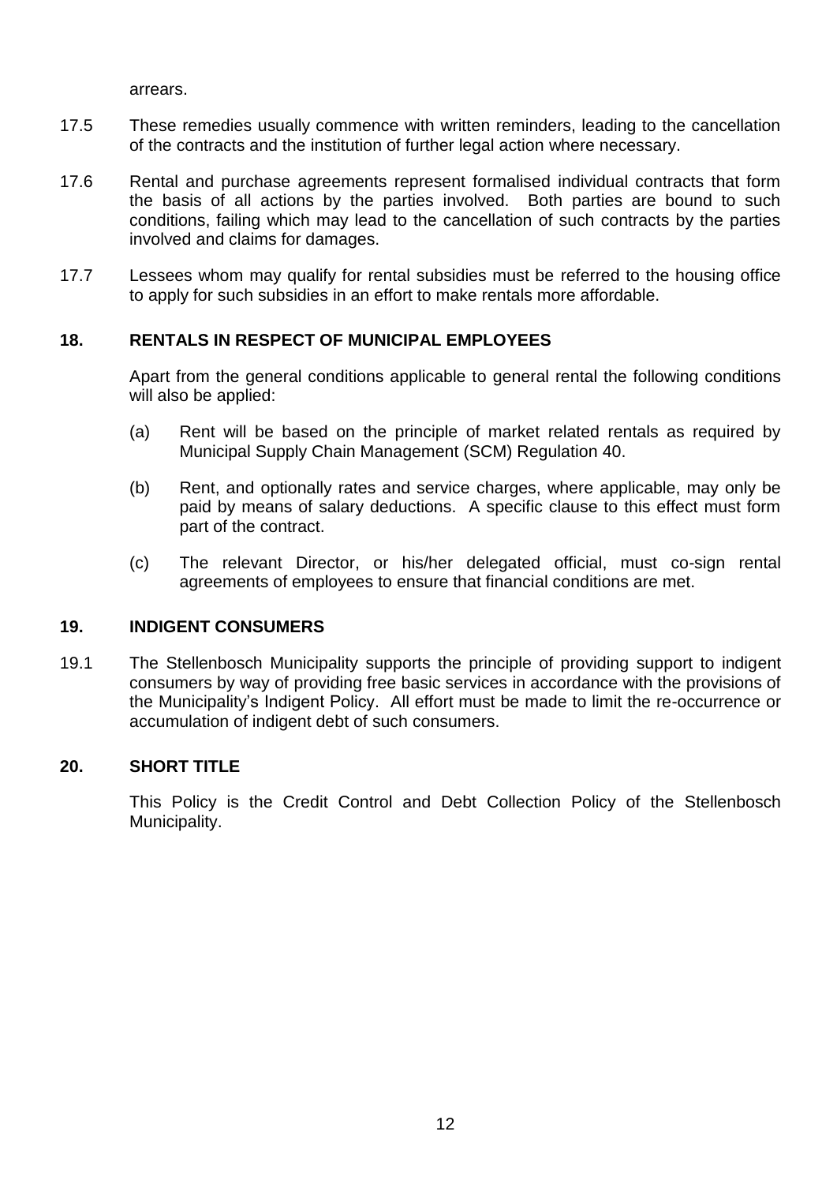arrears.

17.5 These remedies usually commence with written reminders, leading to the cancellation of the contracts and the institution of further legal action where necessary.

17.6 Rental and purchase agreements represent formalised individual contracts that form the basis of all actions by the parties involved. Both parties are bound to such conditions, failing which may lead to the cancellation of such contracts by the parties involved and claims for damages.

17.7 Lessees whom may qualify for rental subsidies must be referred to the housing office to apply for such subsidies in an effort to make rentals more affordable.

## 18. RENTALS IN RESPECT OF MUNICIPAL EMPLOYEES

Apart from the general conditions applicable to general rental the following conditions will also be applied:

(a) Rent will be based on the principle of market related rentals as required by Municipal Supply Chain Management (SCM) Regulation 40.

(b) Rent, and optionally rates and service charges, where applicable, may only be paid by means of salary deductions. A specific clause to this effect must form part of the contract.

(c) The relevant Director, or his/her delegated official, must co-sign rental agreements of employees to ensure that financial conditions are met.

## 19. INDIGENT CONSUMERS

19.1 The Stellenbosch Municipality supports the principle of providing support to indigent consumers by way of providing free basic services in accordance with the provisions of the Municipality's Indigent Policy. All effort must be made to limit the re-occurrence or accumulation of indigent debt of such consumers.

## 20. SHORT TITLE

This Policy is the Credit Control and Debt Collection Policy of the Stellenbosch Municipality.